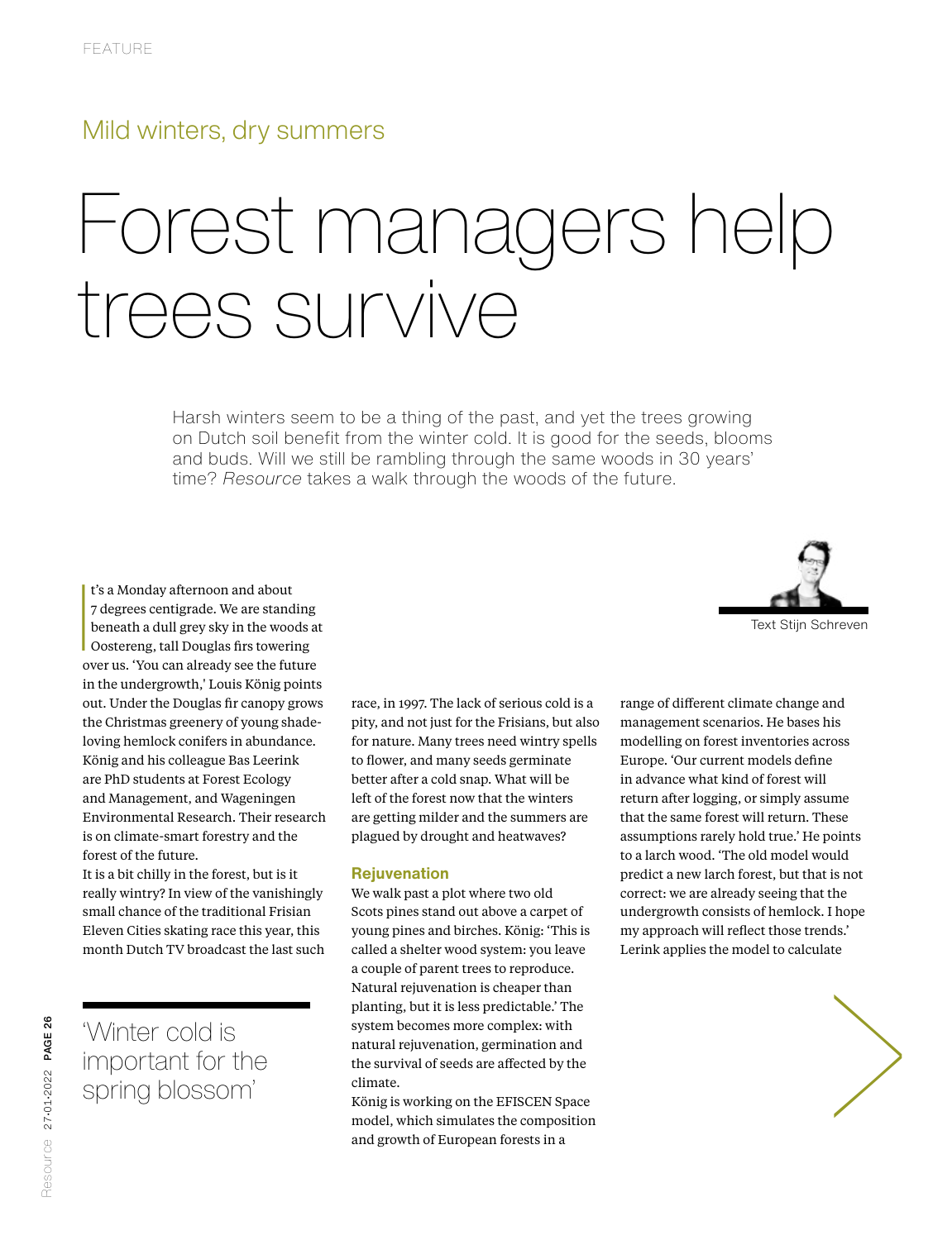FEATURE

## Mild winters, dry summers

# Forest managers help trees survive

Harsh winters seem to be a thing of the past, and yet the trees growing on Dutch soil benefit from the winter cold. It is good for the seeds, blooms and buds. Will we still be rambling through the same woods in 30 years' time? *Resource* takes a walk through the woods of the future.

Text Stijn Schreven

It's a Monday afternoon and about 7 degrees centigrade. We are standing beneath a dull grey sky in the woods at Oostereng, tall Douglas firs towering over us. 'You can already see the future in the undergrowth,' Louis König points out. Under the Douglas fir canopy grows the Christmas greenery of young shade-loving hemlock conifers in abundance. König and his colleague Bas Leerink are PhD students at Forest Ecology and Management, and Wageningen Environmental Research. Their research is on climate-smart forestry and the forest of the future.

It is a bit chilly in the forest, but is it really wintry? In view of the vanishingly small chance of the traditional Frisian Eleven Cities skating race this year, this month Dutch TV broadcast the last such race, in 1997. The lack of serious cold is a pity, and not just for the Frisians, but also for nature. Many trees need wintry spells to flower, and many seeds germinate better after a cold snap. What will be left of the forest now that the winters are getting milder and the summers are plagued by drought and heatwaves?

> 'Winter cold is important for the spring blossom'

### Rejuvenation

We walk past a plot where two old Scots pines stand out above a carpet of young pines and birches. König: 'This is called a shelter wood system: you leave a couple of parent trees to reproduce. Natural rejuvenation is cheaper than planting, but it is less predictable.' The system becomes more complex: with natural rejuvenation, germination and the survival of seeds are affected by the climate.

König is working on the EFISCEN Space model, which simulates the composition and growth of European forests in a range of different climate change and management scenarios. He bases his modelling on forest inventories across Europe. 'Our current models define in advance what kind of forest will return after logging, or simply assume that the same forest will return. These assumptions rarely hold true.' He points to a larch wood. 'The old model would predict a new larch forest, but that is not correct: we are already seeing that the undergrowth consists of hemlock. I hope my approach will reflect those trends.' Lerink applies the model to calculate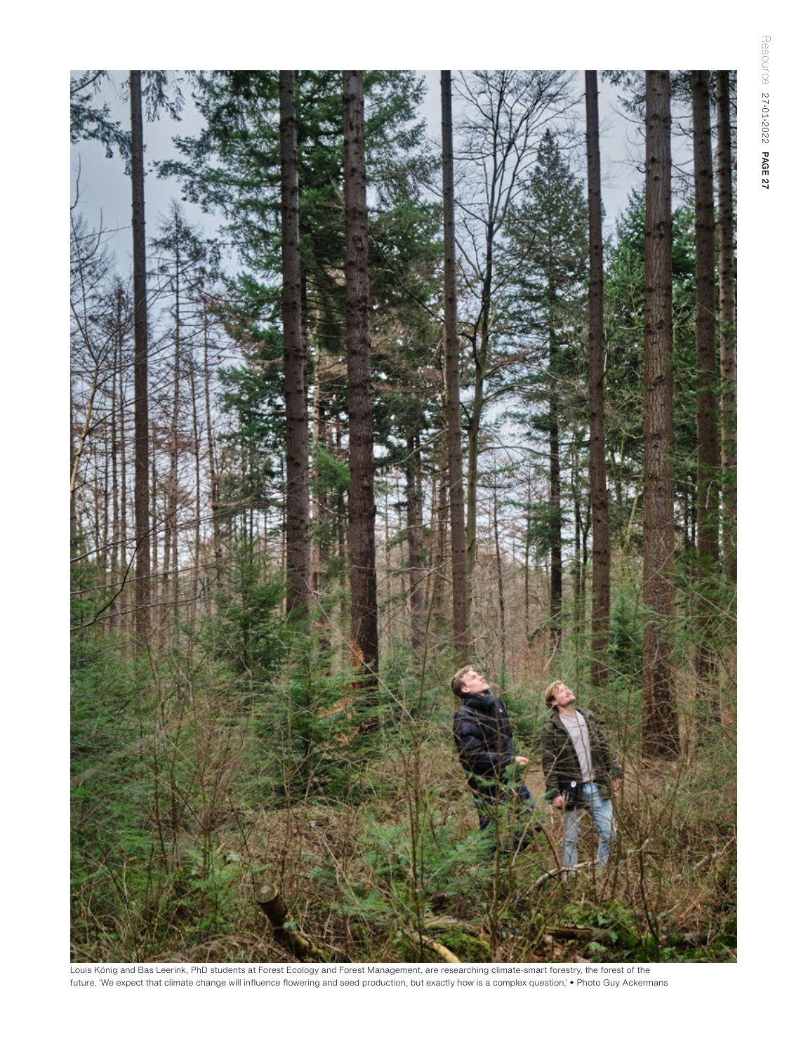Louis König and Bas Leerink, PhD students at Forest Ecology and Forest Management, are researching climate-smart forestry, the forest of the future. 'We expect that climate change will influence flowering and seed production, but exactly how is a complex question.' • Photo Guy Ackermans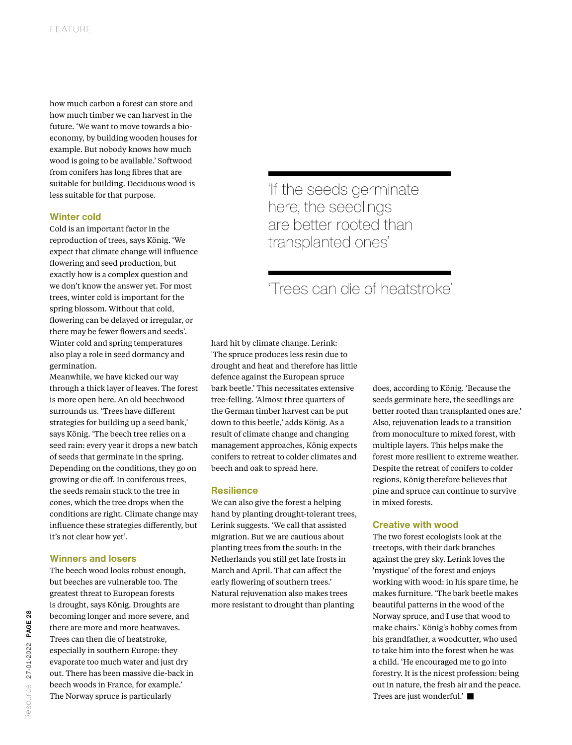how much carbon a forest can store and how much timber we can harvest in the future. 'We want to move towards a bio-economy, by building wooden houses for example. But nobody knows how much wood is going to be available.' Softwood from conifers has long fibres that are suitable for building. Deciduous wood is less suitable for that purpose.

### Winter cold

Cold is an important factor in the reproduction of trees, says König. 'We expect that climate change will influence flowering and seed production, but exactly how is a complex question and we don't know the answer yet. For most trees, winter cold is important for the spring blossom. Without that cold, flowering can be delayed or irregular, or there may be fewer flowers and seeds'. Winter cold and spring temperatures also play a role in seed dormancy and germination.

Meanwhile, we have kicked our way through a thick layer of leaves. The forest is more open here. An old beechwood surrounds us. 'Trees have different strategies for building up a seed bank,' says König. 'The beech tree relies on a seed rain: every year it drops a new batch of seeds that germinate in the spring. Depending on the conditions, they go on growing or die off. In coniferous trees, the seeds remain stuck to the tree in cones, which the tree drops when the conditions are right. Climate change may influence these strategies differently, but it's not clear how yet'.

### Winners and losers

The beech wood looks robust enough, but beeches are vulnerable too. The greatest threat to European forests is drought, says König. Droughts are becoming longer and more severe, and there are more and more heatwaves. Trees can then die of heatstroke, especially in southern Europe: they evaporate too much water and just dry out. There has been massive die-back in beech woods in France, for example.' The Norway spruce is particularly hard hit by climate change. Lerink: 'The spruce produces less resin due to drought and heat and therefore has little defence against the European spruce bark beetle.' This necessitates extensive tree-felling. 'Almost three quarters of the German timber harvest can be put down to this beetle,' adds König. As a result of climate change and changing management approaches, König expects conifers to retreat to colder climates and beech and oak to spread here.

> 'If the seeds germinate here, the seedlings are better rooted than transplanted ones'

> 'Trees can die of heatstroke'

### Resilience

We can also give the forest a helping hand by planting drought-tolerant trees, Lerink suggests. 'We call that assisted migration. But we are cautious about planting trees from the south: in the Netherlands you still get late frosts in March and April. That can affect the early flowering of southern trees.' Natural rejuvenation also makes trees more resistant to drought than planting does, according to König. 'Because the seeds germinate here, the seedlings are better rooted than transplanted ones are.' Also, rejuvenation leads to a transition from monoculture to mixed forest, with multiple layers. This helps make the forest more resilient to extreme weather. Despite the retreat of conifers to colder regions, König therefore believes that pine and spruce can continue to survive in mixed forests.

### Creative with wood

The two forest ecologists look at the treetops, with their dark branches against the grey sky. Lerink loves the 'mystique' of the forest and enjoys working with wood: in his spare time, he makes furniture. 'The bark beetle makes beautiful patterns in the wood of the Norway spruce, and I use that wood to make chairs.' König's hobby comes from his grandfather, a woodcutter, who used to take him into the forest when he was a child. 'He encouraged me to go into forestry. It is the nicest profession: being out in nature, the fresh air and the peace. Trees are just wonderful.' ■